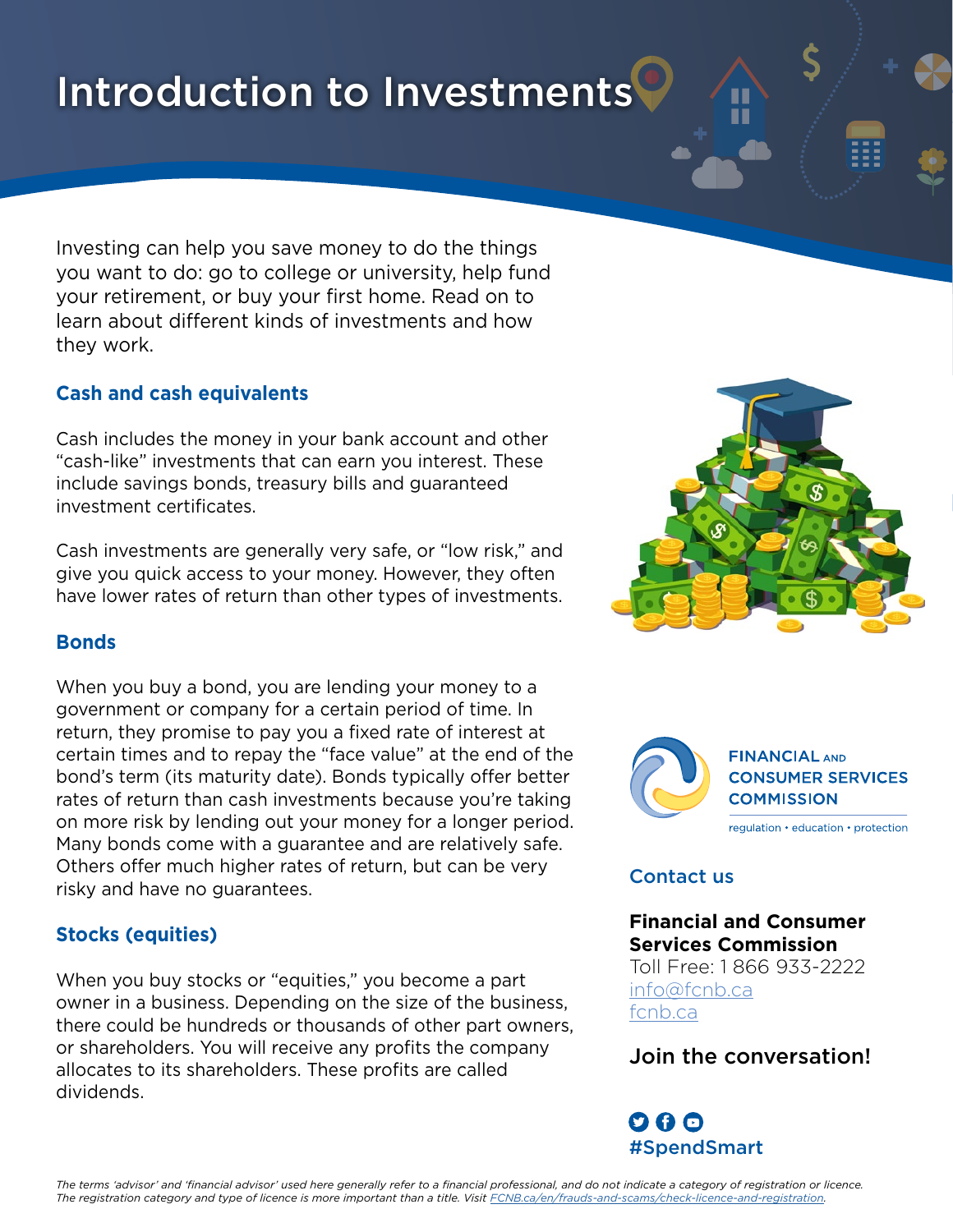# Introduction to Investments

Investing can help you save money to do the things you want to do: go to college or university, help fund your retirement, or buy your first home. Read on to learn about different kinds of investments and how they work.

## Cash and cash equivalents

Cash includes the money in your bank account and other "cash-like" investments that can earn you interest. These include savings bonds, treasury bills and guaranteed investment certificates.

Cash investments are generally very safe, or "low risk," and give you quick access to your money. However, they often have lower rates of return than other types of investments.

## Bonds

When you buy a bond, you are lending your money to a government or company for a certain period of time. In return, they promise to pay you a fixed rate of interest at certain times and to repay the "face value" at the end of the bond's term (its maturity date). Bonds typically offer better rates of return than cash investments because you're taking on more risk by lending out your money for a longer period. Many bonds come with a guarantee and are relatively safe. Others offer much higher rates of return, but can be very risky and have no guarantees.

## Stocks (equities)

When you buy stocks or "equities," you become a part owner in a business. Depending on the size of the business, there could be hundreds or thousands of other part owners, or shareholders. You will receive any profits the company allocates to its shareholders. These profits are called dividends.

FINANCIAL AND CONSUMER SERVICES COMMISSION

regulation • education • protection

## Contact us

**Financial and Consumer Services Commission**
Toll Free: 1 866 933-2222
info@fcnb.ca
fcnb.ca

**Join the conversation!**

#SpendSmart

*The terms 'advisor' and 'financial advisor' used here generally refer to a financial professional, and do not indicate a category of registration or licence. The registration category and type of licence is more important than a title. Visit FCNB.ca/en/frauds-and-scams/check-licence-and-registration.*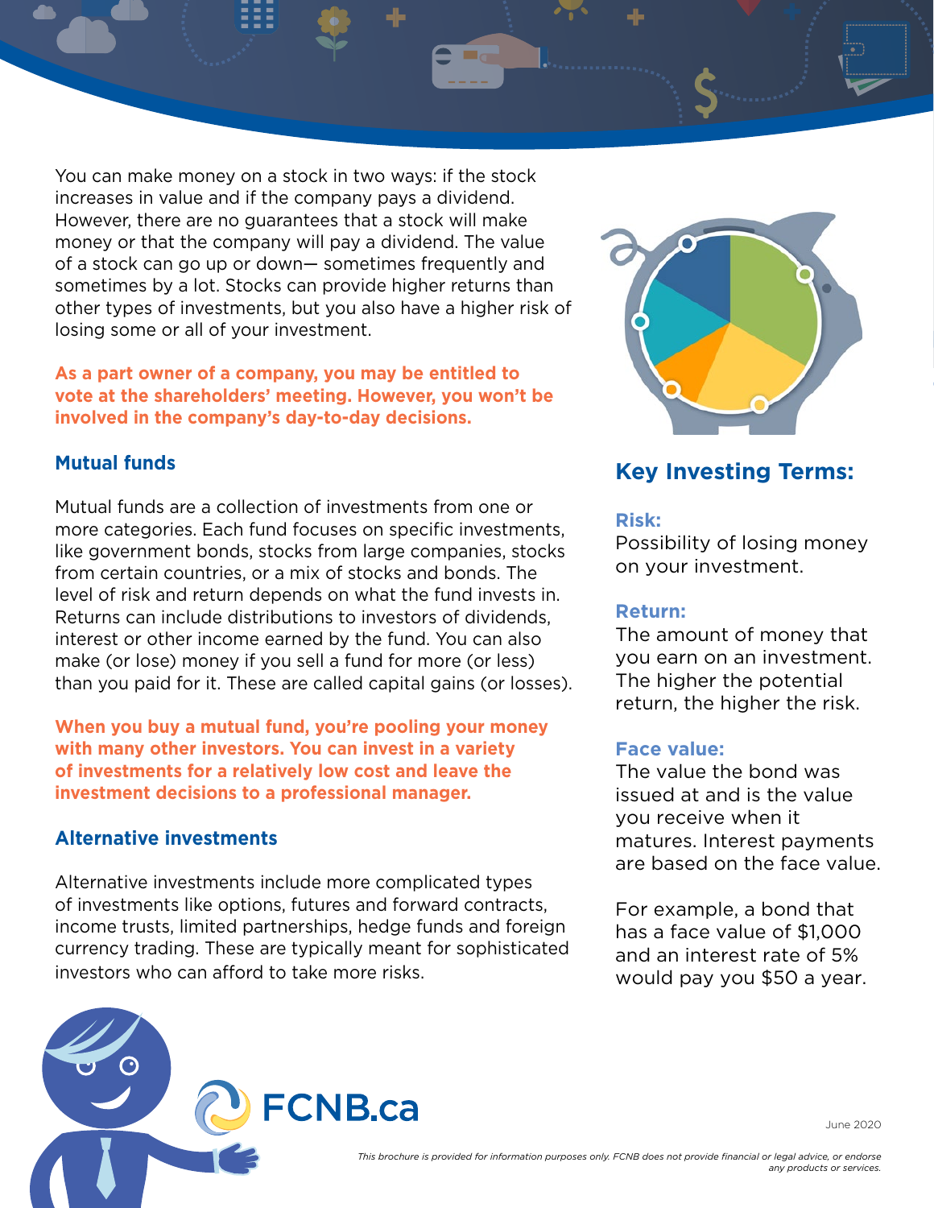You can make money on a stock in two ways: if the stock increases in value and if the company pays a dividend. However, there are no guarantees that a stock will make money or that the company will pay a dividend. The value of a stock can go up or down— sometimes frequently and sometimes by a lot. Stocks can provide higher returns than other types of investments, but you also have a higher risk of losing some or all of your investment.

**As a part owner of a company, you may be entitled to vote at the shareholders' meeting. However, you won't be involved in the company's day-to-day decisions.**

### Mutual funds

Mutual funds are a collection of investments from one or more categories. Each fund focuses on specific investments, like government bonds, stocks from large companies, stocks from certain countries, or a mix of stocks and bonds. The level of risk and return depends on what the fund invests in. Returns can include distributions to investors of dividends, interest or other income earned by the fund. You can also make (or lose) money if you sell a fund for more (or less) than you paid for it. These are called capital gains (or losses).

**When you buy a mutual fund, you're pooling your money with many other investors. You can invest in a variety of investments for a relatively low cost and leave the investment decisions to a professional manager.**

### Alternative investments

Alternative investments include more complicated types of investments like options, futures and forward contracts, income trusts, limited partnerships, hedge funds and foreign currency trading. These are typically meant for sophisticated investors who can afford to take more risks.

## Key Investing Terms:

**Risk:**
Possibility of losing money on your investment.

**Return:**
The amount of money that you earn on an investment. The higher the potential return, the higher the risk.

**Face value:**
The value the bond was issued at and is the value you receive when it matures. Interest payments are based on the face value.

For example, a bond that has a face value of $1,000 and an interest rate of 5% would pay you $50 a year.

FCNB.ca

June 2020

*This brochure is provided for information purposes only. FCNB does not provide financial or legal advice, or endorse any products or services.*